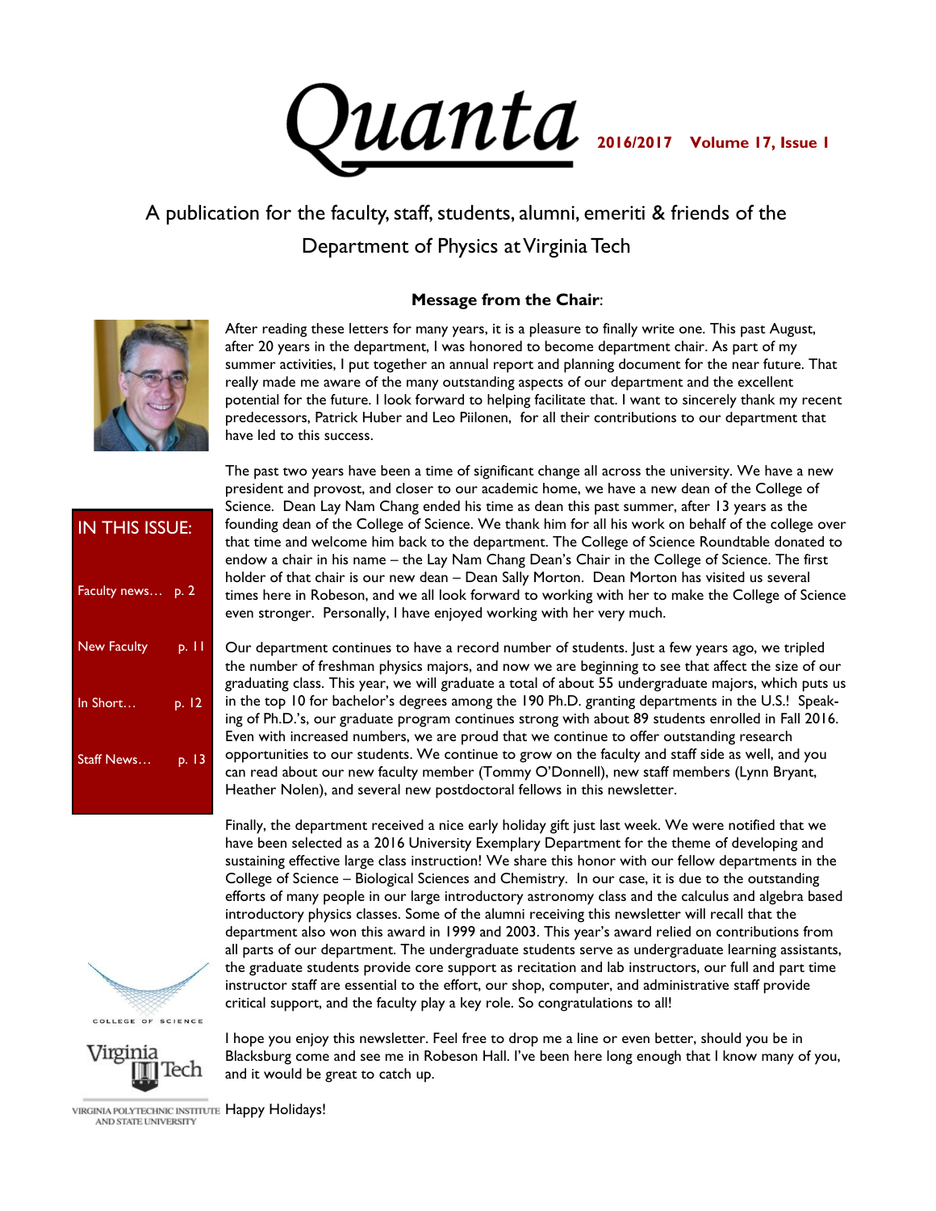# Quanta

**2016/2017 Volume 17, Issue 1**

A publication for the faculty, staff, students, alumni, emeriti & friends of the Department of Physics at Virginia Tech

## Message from the Chair:

After reading these letters for many years, it is a pleasure to finally write one. This past August, after 20 years in the department, I was honored to become department chair. As part of my summer activities, I put together an annual report and planning document for the near future. That really made me aware of the many outstanding aspects of our department and the excellent potential for the future. I look forward to helping facilitate that. I want to sincerely thank my recent predecessors, Patrick Huber and Leo Piilonen, for all their contributions to our department that have led to this success.

The past two years have been a time of significant change all across the university. We have a new president and provost, and closer to our academic home, we have a new dean of the College of Science. Dean Lay Nam Chang ended his time as dean this past summer, after 13 years as the founding dean of the College of Science. We thank him for all his work on behalf of the college over that time and welcome him back to the department. The College of Science Roundtable donated to endow a chair in his name – the Lay Nam Chang Dean's Chair in the College of Science. The first holder of that chair is our new dean – Dean Sally Morton. Dean Morton has visited us several times here in Robeson, and we all look forward to working with her to make the College of Science even stronger. Personally, I have enjoyed working with her very much.

Our department continues to have a record number of students. Just a few years ago, we tripled the number of freshman physics majors, and now we are beginning to see that affect the size of our graduating class. This year, we will graduate a total of about 55 undergraduate majors, which puts us in the top 10 for bachelor's degrees among the 190 Ph.D. granting departments in the U.S.! Speaking of Ph.D.'s, our graduate program continues strong with about 89 students enrolled in Fall 2016. Even with increased numbers, we are proud that we continue to offer outstanding research opportunities to our students. We continue to grow on the faculty and staff side as well, and you can read about our new faculty member (Tommy O'Donnell), new staff members (Lynn Bryant, Heather Nolen), and several new postdoctoral fellows in this newsletter.

Finally, the department received a nice early holiday gift just last week. We were notified that we have been selected as a 2016 University Exemplary Department for the theme of developing and sustaining effective large class instruction! We share this honor with our fellow departments in the College of Science – Biological Sciences and Chemistry. In our case, it is due to the outstanding efforts of many people in our large introductory astronomy class and the calculus and algebra based introductory physics classes. Some of the alumni receiving this newsletter will recall that the department also won this award in 1999 and 2003. This year's award relied on contributions from all parts of our department. The undergraduate students serve as undergraduate learning assistants, the graduate students provide core support as recitation and lab instructors, our full and part time instructor staff are essential to the effort, our shop, computer, and administrative staff provide critical support, and the faculty play a key role. So congratulations to all!

I hope you enjoy this newsletter. Feel free to drop me a line or even better, should you be in Blacksburg come and see me in Robeson Hall. I've been here long enough that I know many of you, and it would be great to catch up.

Happy Holidays!

**IN THIS ISSUE:**

- Faculty news… p. 2
- New Faculty p. 11
- In Short… p. 12
- Staff News… p. 13

COLLEGE OF SCIENCE

Virginia Tech

VIRGINIA POLYTECHNIC INSTITUTE AND STATE UNIVERSITY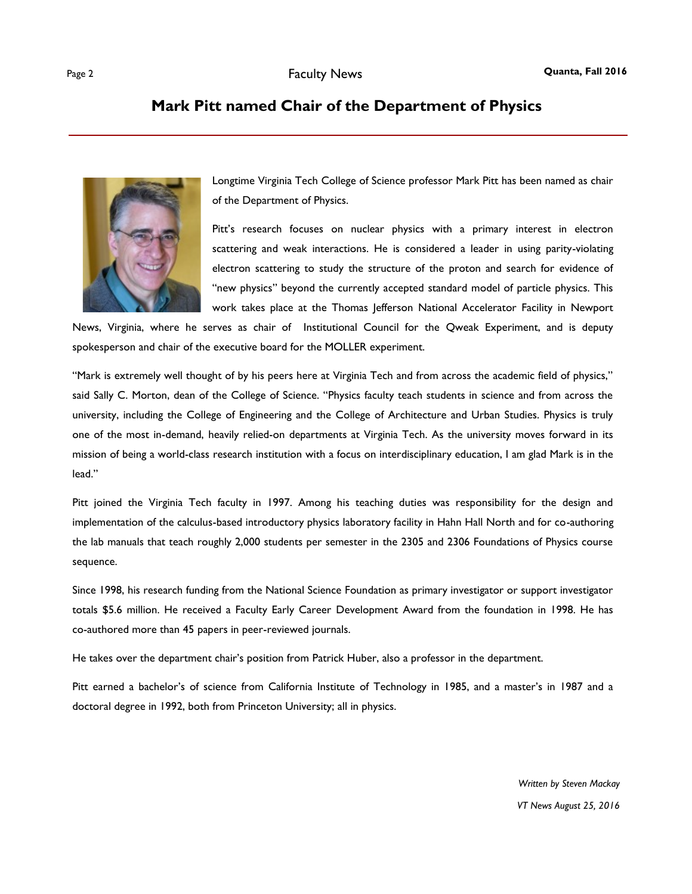# Mark Pitt named Chair of the Department of Physics

Longtime Virginia Tech College of Science professor Mark Pitt has been named as chair of the Department of Physics.

Pitt's research focuses on nuclear physics with a primary interest in electron scattering and weak interactions. He is considered a leader in using parity-violating electron scattering to study the structure of the proton and search for evidence of "new physics" beyond the currently accepted standard model of particle physics. This work takes place at the Thomas Jefferson National Accelerator Facility in Newport News, Virginia, where he serves as chair of Institutional Council for the Qweak Experiment, and is deputy spokesperson and chair of the executive board for the MOLLER experiment.

"Mark is extremely well thought of by his peers here at Virginia Tech and from across the academic field of physics," said Sally C. Morton, dean of the College of Science. "Physics faculty teach students in science and from across the university, including the College of Engineering and the College of Architecture and Urban Studies. Physics is truly one of the most in-demand, heavily relied-on departments at Virginia Tech. As the university moves forward in its mission of being a world-class research institution with a focus on interdisciplinary education, I am glad Mark is in the lead."

Pitt joined the Virginia Tech faculty in 1997. Among his teaching duties was responsibility for the design and implementation of the calculus-based introductory physics laboratory facility in Hahn Hall North and for co-authoring the lab manuals that teach roughly 2,000 students per semester in the 2305 and 2306 Foundations of Physics course sequence.

Since 1998, his research funding from the National Science Foundation as primary investigator or support investigator totals $5.6 million. He received a Faculty Early Career Development Award from the foundation in 1998. He has co-authored more than 45 papers in peer-reviewed journals.

He takes over the department chair's position from Patrick Huber, also a professor in the department.

Pitt earned a bachelor's of science from California Institute of Technology in 1985, and a master's in 1987 and a doctoral degree in 1992, both from Princeton University; all in physics.

*Written by Steven Mackay*

*VT News August 25, 2016*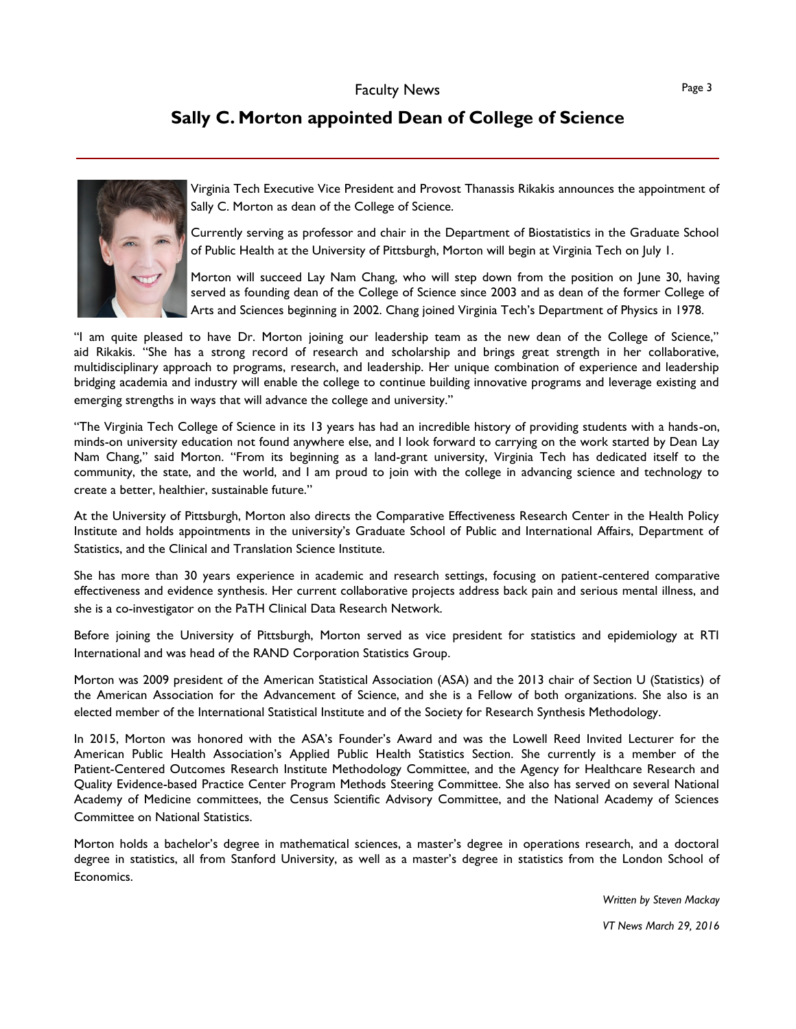Faculty News

# Sally C. Morton appointed Dean of College of Science

Virginia Tech Executive Vice President and Provost Thanassis Rikakis announces the appointment of Sally C. Morton as dean of the College of Science.

Currently serving as professor and chair in the Department of Biostatistics in the Graduate School of Public Health at the University of Pittsburgh, Morton will begin at Virginia Tech on July 1.

Morton will succeed Lay Nam Chang, who will step down from the position on June 30, having served as founding dean of the College of Science since 2003 and as dean of the former College of Arts and Sciences beginning in 2002. Chang joined Virginia Tech's Department of Physics in 1978.

"I am quite pleased to have Dr. Morton joining our leadership team as the new dean of the College of Science," aid Rikakis. "She has a strong record of research and scholarship and brings great strength in her collaborative, multidisciplinary approach to programs, research, and leadership. Her unique combination of experience and leadership bridging academia and industry will enable the college to continue building innovative programs and leverage existing and emerging strengths in ways that will advance the college and university."

"The Virginia Tech College of Science in its 13 years has had an incredible history of providing students with a hands-on, minds-on university education not found anywhere else, and I look forward to carrying on the work started by Dean Lay Nam Chang," said Morton. "From its beginning as a land-grant university, Virginia Tech has dedicated itself to the community, the state, and the world, and I am proud to join with the college in advancing science and technology to create a better, healthier, sustainable future."

At the University of Pittsburgh, Morton also directs the Comparative Effectiveness Research Center in the Health Policy Institute and holds appointments in the university's Graduate School of Public and International Affairs, Department of Statistics, and the Clinical and Translation Science Institute.

She has more than 30 years experience in academic and research settings, focusing on patient-centered comparative effectiveness and evidence synthesis. Her current collaborative projects address back pain and serious mental illness, and she is a co-investigator on the PaTH Clinical Data Research Network.

Before joining the University of Pittsburgh, Morton served as vice president for statistics and epidemiology at RTI International and was head of the RAND Corporation Statistics Group.

Morton was 2009 president of the American Statistical Association (ASA) and the 2013 chair of Section U (Statistics) of the American Association for the Advancement of Science, and she is a Fellow of both organizations. She also is an elected member of the International Statistical Institute and of the Society for Research Synthesis Methodology.

In 2015, Morton was honored with the ASA's Founder's Award and was the Lowell Reed Invited Lecturer for the American Public Health Association's Applied Public Health Statistics Section. She currently is a member of the Patient-Centered Outcomes Research Institute Methodology Committee, and the Agency for Healthcare Research and Quality Evidence-based Practice Center Program Methods Steering Committee. She also has served on several National Academy of Medicine committees, the Census Scientific Advisory Committee, and the National Academy of Sciences Committee on National Statistics.

Morton holds a bachelor's degree in mathematical sciences, a master's degree in operations research, and a doctoral degree in statistics, all from Stanford University, as well as a master's degree in statistics from the London School of Economics.

*Written by Steven Mackay*

*VT News March 29, 2016*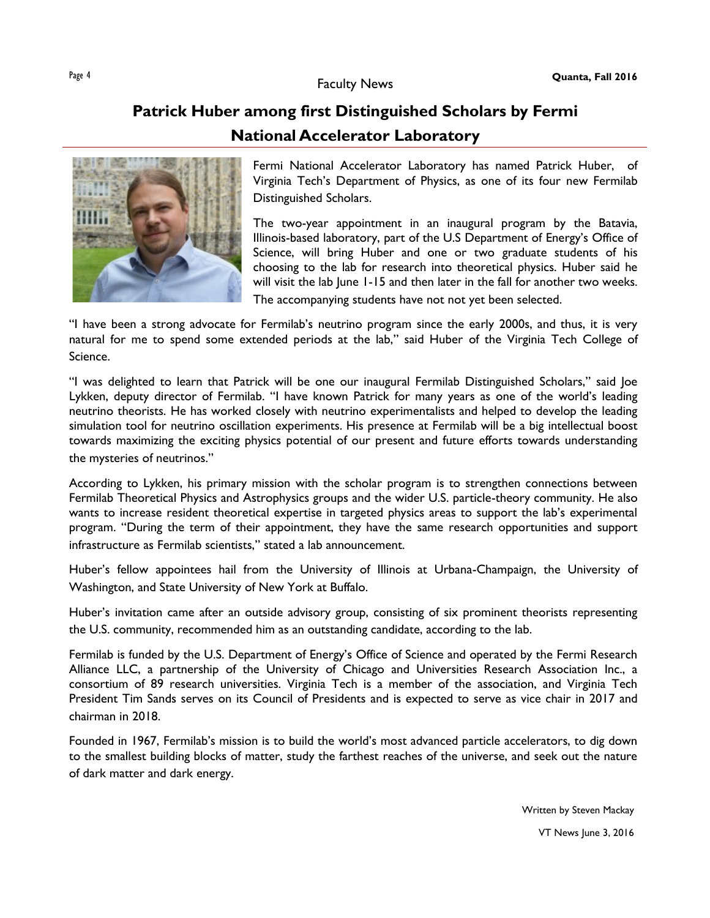Faculty News

# Patrick Huber among first Distinguished Scholars by Fermi National Accelerator Laboratory

Fermi National Accelerator Laboratory has named Patrick Huber, of Virginia Tech's Department of Physics, as one of its four new Fermilab Distinguished Scholars.

The two-year appointment in an inaugural program by the Batavia, Illinois-based laboratory, part of the U.S Department of Energy's Office of Science, will bring Huber and one or two graduate students of his choosing to the lab for research into theoretical physics. Huber said he will visit the lab June 1-15 and then later in the fall for another two weeks. The accompanying students have not not yet been selected.

"I have been a strong advocate for Fermilab's neutrino program since the early 2000s, and thus, it is very natural for me to spend some extended periods at the lab," said Huber of the Virginia Tech College of Science.

"I was delighted to learn that Patrick will be one our inaugural Fermilab Distinguished Scholars," said Joe Lykken, deputy director of Fermilab. "I have known Patrick for many years as one of the world's leading neutrino theorists. He has worked closely with neutrino experimentalists and helped to develop the leading simulation tool for neutrino oscillation experiments. His presence at Fermilab will be a big intellectual boost towards maximizing the exciting physics potential of our present and future efforts towards understanding the mysteries of neutrinos."

According to Lykken, his primary mission with the scholar program is to strengthen connections between Fermilab Theoretical Physics and Astrophysics groups and the wider U.S. particle-theory community. He also wants to increase resident theoretical expertise in targeted physics areas to support the lab's experimental program. "During the term of their appointment, they have the same research opportunities and support infrastructure as Fermilab scientists," stated a lab announcement.

Huber's fellow appointees hail from the University of Illinois at Urbana-Champaign, the University of Washington, and State University of New York at Buffalo.

Huber's invitation came after an outside advisory group, consisting of six prominent theorists representing the U.S. community, recommended him as an outstanding candidate, according to the lab.

Fermilab is funded by the U.S. Department of Energy's Office of Science and operated by the Fermi Research Alliance LLC, a partnership of the University of Chicago and Universities Research Association Inc., a consortium of 89 research universities. Virginia Tech is a member of the association, and Virginia Tech President Tim Sands serves on its Council of Presidents and is expected to serve as vice chair in 2017 and chairman in 2018.

Founded in 1967, Fermilab's mission is to build the world's most advanced particle accelerators, to dig down to the smallest building blocks of matter, study the farthest reaches of the universe, and seek out the nature of dark matter and dark energy.

Written by Steven Mackay

VT News June 3, 2016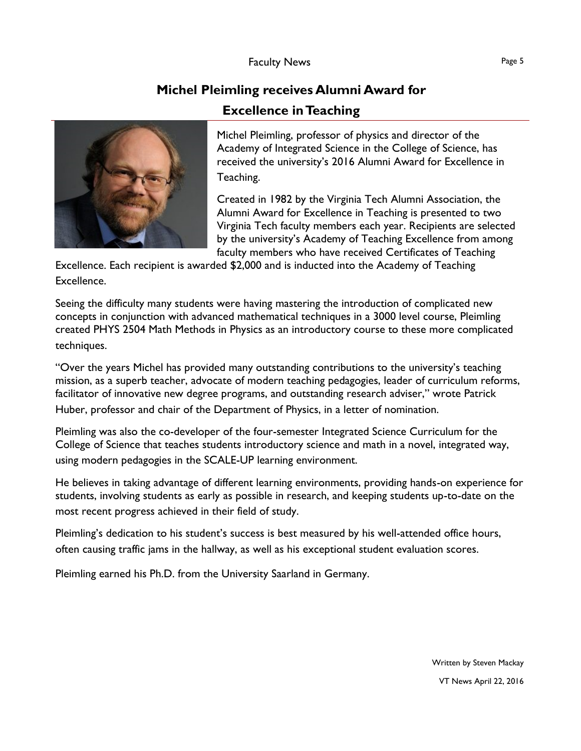## Michel Pleimling receives Alumni Award for Excellence in Teaching

Michel Pleimling, professor of physics and director of the Academy of Integrated Science in the College of Science, has received the university's 2016 Alumni Award for Excellence in Teaching.

Created in 1982 by the Virginia Tech Alumni Association, the Alumni Award for Excellence in Teaching is presented to two Virginia Tech faculty members each year. Recipients are selected by the university's Academy of Teaching Excellence from among faculty members who have received Certificates of Teaching Excellence. Each recipient is awarded $2,000 and is inducted into the Academy of Teaching Excellence.

Seeing the difficulty many students were having mastering the introduction of complicated new concepts in conjunction with advanced mathematical techniques in a 3000 level course, Pleimling created PHYS 2504 Math Methods in Physics as an introductory course to these more complicated techniques.

"Over the years Michel has provided many outstanding contributions to the university's teaching mission, as a superb teacher, advocate of modern teaching pedagogies, leader of curriculum reforms, facilitator of innovative new degree programs, and outstanding research adviser," wrote Patrick Huber, professor and chair of the Department of Physics, in a letter of nomination.

Pleimling was also the co-developer of the four-semester Integrated Science Curriculum for the College of Science that teaches students introductory science and math in a novel, integrated way, using modern pedagogies in the SCALE-UP learning environment.

He believes in taking advantage of different learning environments, providing hands-on experience for students, involving students as early as possible in research, and keeping students up-to-date on the most recent progress achieved in their field of study.

Pleimling's dedication to his student's success is best measured by his well-attended office hours, often causing traffic jams in the hallway, as well as his exceptional student evaluation scores.

Pleimling earned his Ph.D. from the University Saarland in Germany.

Written by Steven Mackay

VT News April 22, 2016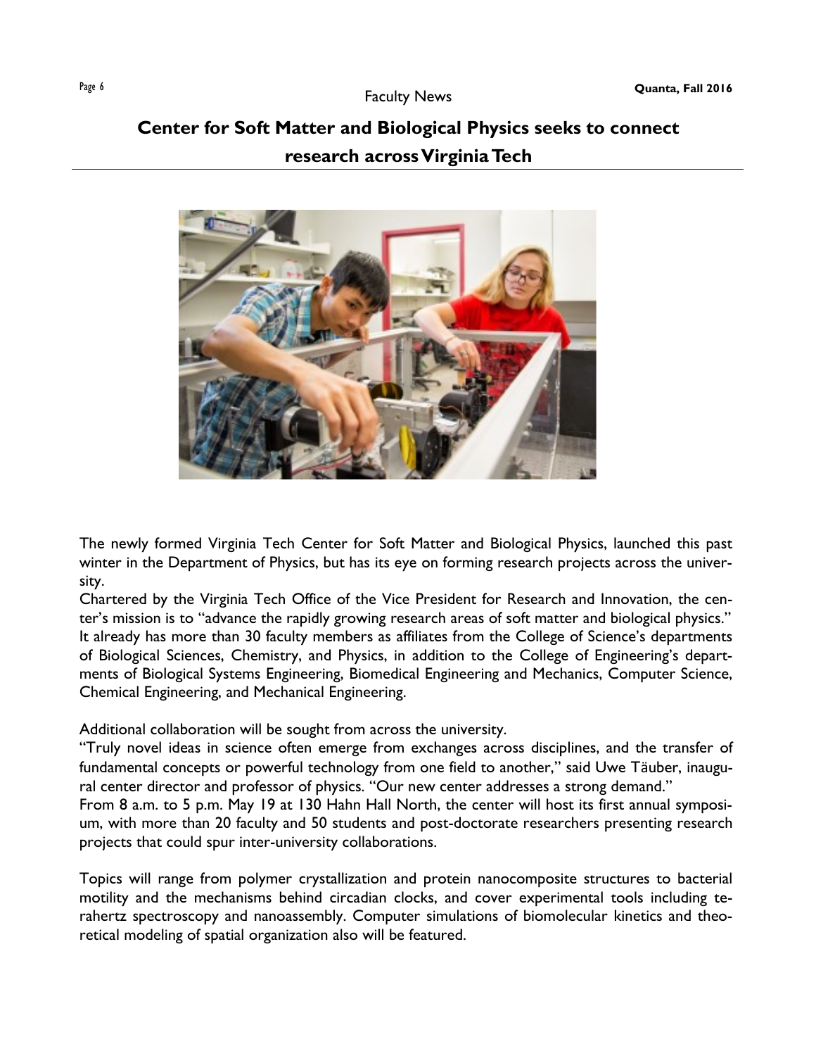# Center for Soft Matter and Biological Physics seeks to connect research across Virginia Tech

The newly formed Virginia Tech Center for Soft Matter and Biological Physics, launched this past winter in the Department of Physics, but has its eye on forming research projects across the university.

Chartered by the Virginia Tech Office of the Vice President for Research and Innovation, the center's mission is to "advance the rapidly growing research areas of soft matter and biological physics." It already has more than 30 faculty members as affiliates from the College of Science's departments of Biological Sciences, Chemistry, and Physics, in addition to the College of Engineering's departments of Biological Systems Engineering, Biomedical Engineering and Mechanics, Computer Science, Chemical Engineering, and Mechanical Engineering.

Additional collaboration will be sought from across the university.

"Truly novel ideas in science often emerge from exchanges across disciplines, and the transfer of fundamental concepts or powerful technology from one field to another," said Uwe Täuber, inaugural center director and professor of physics. "Our new center addresses a strong demand."

From 8 a.m. to 5 p.m. May 19 at 130 Hahn Hall North, the center will host its first annual symposium, with more than 20 faculty and 50 students and post-doctorate researchers presenting research projects that could spur inter-university collaborations.

Topics will range from polymer crystallization and protein nanocomposite structures to bacterial motility and the mechanisms behind circadian clocks, and cover experimental tools including terahertz spectroscopy and nanoassembly. Computer simulations of biomolecular kinetics and theoretical modeling of spatial organization also will be featured.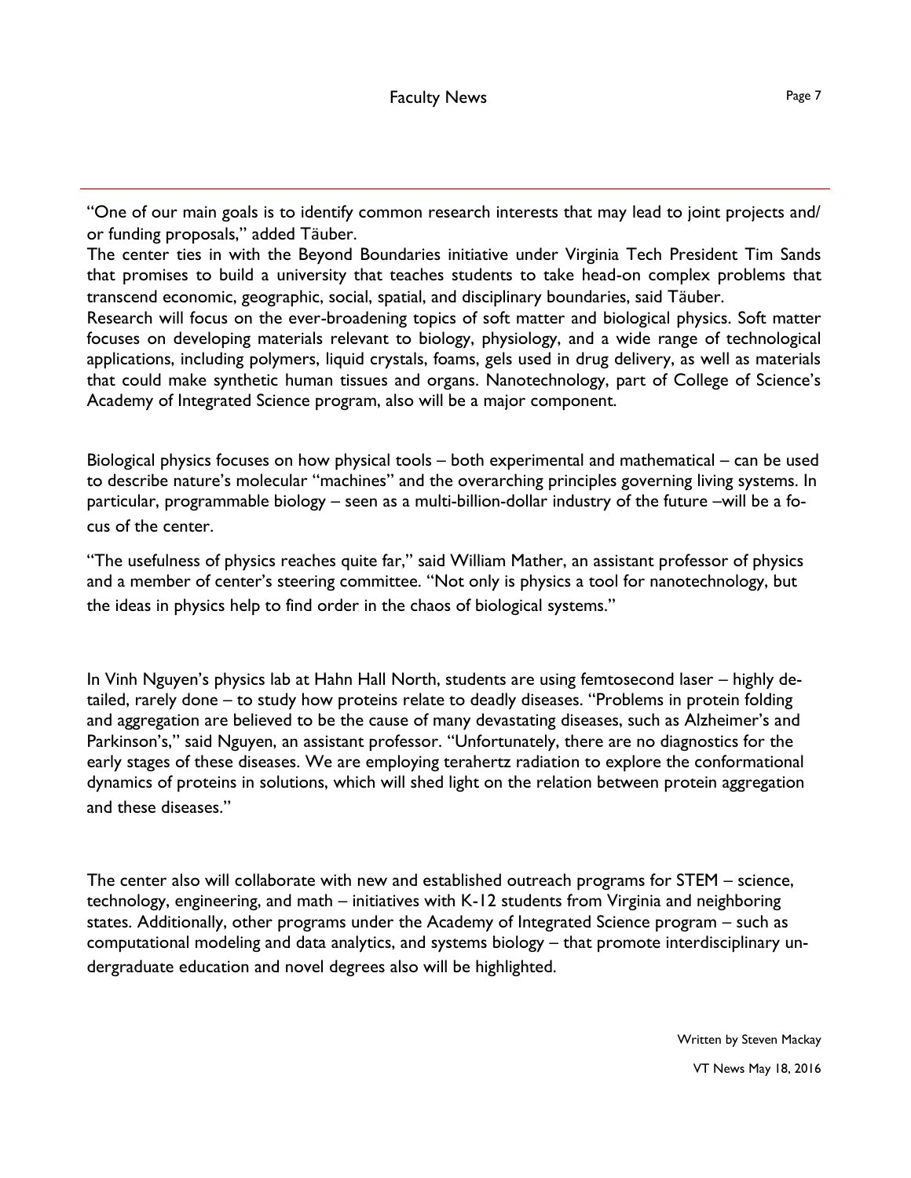"One of our main goals is to identify common research interests that may lead to joint projects and/or funding proposals," added Täuber.

The center ties in with the Beyond Boundaries initiative under Virginia Tech President Tim Sands that promises to build a university that teaches students to take head-on complex problems that transcend economic, geographic, social, spatial, and disciplinary boundaries, said Täuber.

Research will focus on the ever-broadening topics of soft matter and biological physics. Soft matter focuses on developing materials relevant to biology, physiology, and a wide range of technological applications, including polymers, liquid crystals, foams, gels used in drug delivery, as well as materials that could make synthetic human tissues and organs. Nanotechnology, part of College of Science's Academy of Integrated Science program, also will be a major component.

Biological physics focuses on how physical tools – both experimental and mathematical – can be used to describe nature's molecular "machines" and the overarching principles governing living systems. In particular, programmable biology – seen as a multi-billion-dollar industry of the future –will be a focus of the center.

"The usefulness of physics reaches quite far," said William Mather, an assistant professor of physics and a member of center's steering committee. "Not only is physics a tool for nanotechnology, but the ideas in physics help to find order in the chaos of biological systems."

In Vinh Nguyen's physics lab at Hahn Hall North, students are using femtosecond laser – highly detailed, rarely done – to study how proteins relate to deadly diseases. "Problems in protein folding and aggregation are believed to be the cause of many devastating diseases, such as Alzheimer's and Parkinson's," said Nguyen, an assistant professor. "Unfortunately, there are no diagnostics for the early stages of these diseases. We are employing terahertz radiation to explore the conformational dynamics of proteins in solutions, which will shed light on the relation between protein aggregation and these diseases."

The center also will collaborate with new and established outreach programs for STEM – science, technology, engineering, and math – initiatives with K-12 students from Virginia and neighboring states. Additionally, other programs under the Academy of Integrated Science program – such as computational modeling and data analytics, and systems biology – that promote interdisciplinary undergraduate education and novel degrees also will be highlighted.

Written by Steven Mackay

VT News May 18, 2016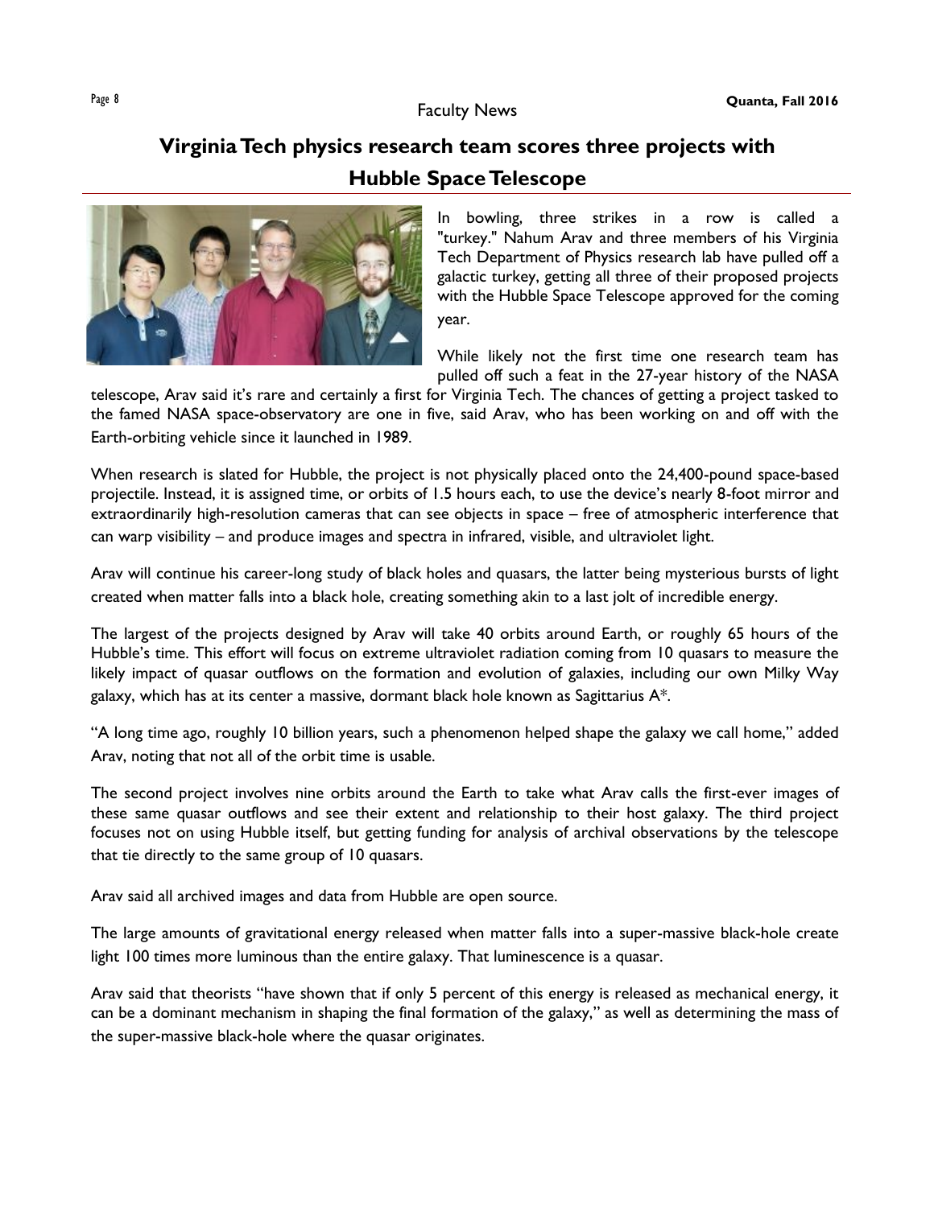## Faculty News

# Virginia Tech physics research team scores three projects with Hubble Space Telescope

In bowling, three strikes in a row is called a "turkey." Nahum Arav and three members of his Virginia Tech Department of Physics research lab have pulled off a galactic turkey, getting all three of their proposed projects with the Hubble Space Telescope approved for the coming year.

While likely not the first time one research team has pulled off such a feat in the 27-year history of the NASA telescope, Arav said it's rare and certainly a first for Virginia Tech. The chances of getting a project tasked to the famed NASA space-observatory are one in five, said Arav, who has been working on and off with the Earth-orbiting vehicle since it launched in 1989.

When research is slated for Hubble, the project is not physically placed onto the 24,400-pound space-based projectile. Instead, it is assigned time, or orbits of 1.5 hours each, to use the device's nearly 8-foot mirror and extraordinarily high-resolution cameras that can see objects in space – free of atmospheric interference that can warp visibility – and produce images and spectra in infrared, visible, and ultraviolet light.

Arav will continue his career-long study of black holes and quasars, the latter being mysterious bursts of light created when matter falls into a black hole, creating something akin to a last jolt of incredible energy.

The largest of the projects designed by Arav will take 40 orbits around Earth, or roughly 65 hours of the Hubble's time. This effort will focus on extreme ultraviolet radiation coming from 10 quasars to measure the likely impact of quasar outflows on the formation and evolution of galaxies, including our own Milky Way galaxy, which has at its center a massive, dormant black hole known as Sagittarius A*.

"A long time ago, roughly 10 billion years, such a phenomenon helped shape the galaxy we call home," added Arav, noting that not all of the orbit time is usable.

The second project involves nine orbits around the Earth to take what Arav calls the first-ever images of these same quasar outflows and see their extent and relationship to their host galaxy. The third project focuses not on using Hubble itself, but getting funding for analysis of archival observations by the telescope that tie directly to the same group of 10 quasars.

Arav said all archived images and data from Hubble are open source.

The large amounts of gravitational energy released when matter falls into a super-massive black-hole create light 100 times more luminous than the entire galaxy. That luminescence is a quasar.

Arav said that theorists "have shown that if only 5 percent of this energy is released as mechanical energy, it can be a dominant mechanism in shaping the final formation of the galaxy," as well as determining the mass of the super-massive black-hole where the quasar originates.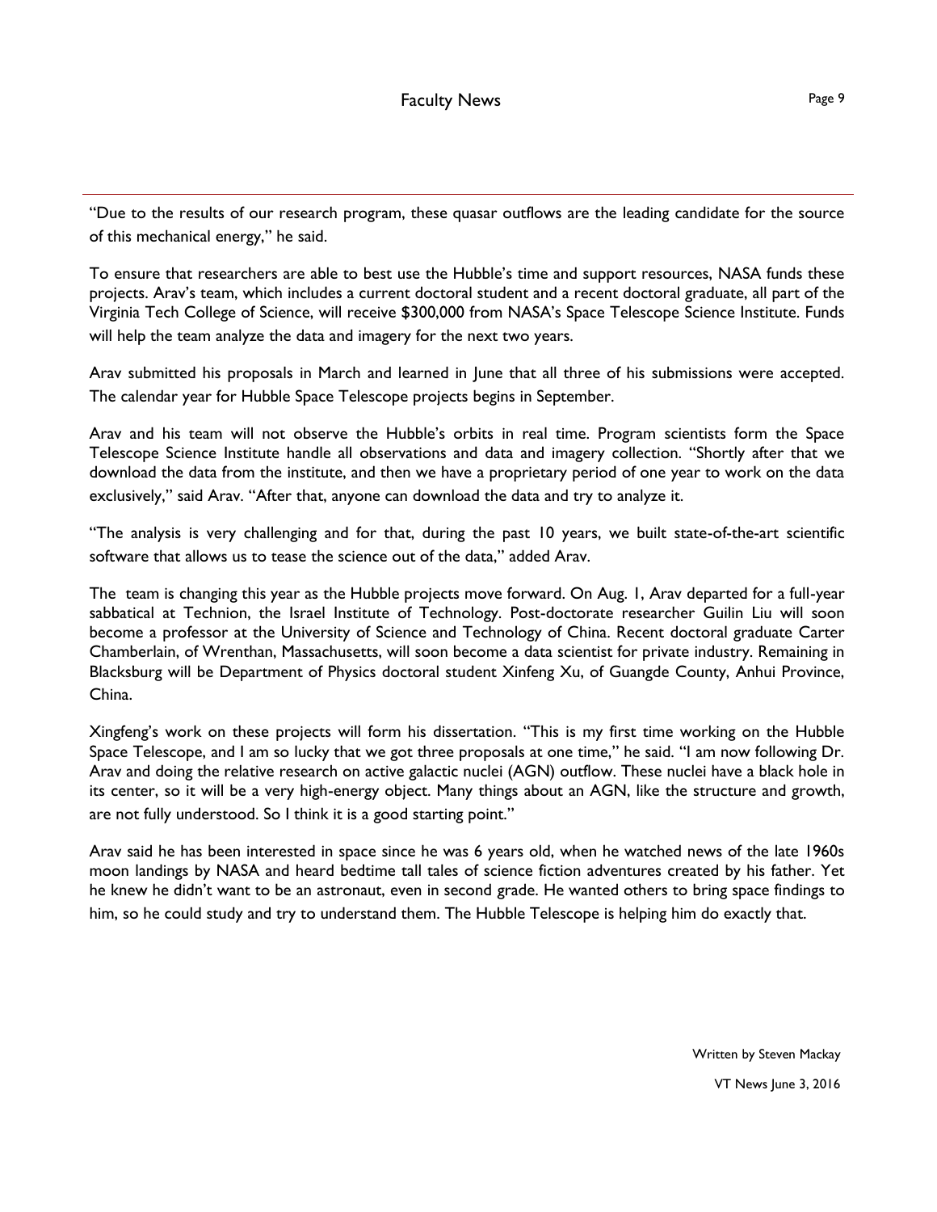"Due to the results of our research program, these quasar outflows are the leading candidate for the source of this mechanical energy," he said.

To ensure that researchers are able to best use the Hubble's time and support resources, NASA funds these projects. Arav's team, which includes a current doctoral student and a recent doctoral graduate, all part of the Virginia Tech College of Science, will receive $300,000 from NASA's Space Telescope Science Institute. Funds will help the team analyze the data and imagery for the next two years.

Arav submitted his proposals in March and learned in June that all three of his submissions were accepted. The calendar year for Hubble Space Telescope projects begins in September.

Arav and his team will not observe the Hubble's orbits in real time. Program scientists form the Space Telescope Science Institute handle all observations and data and imagery collection. "Shortly after that we download the data from the institute, and then we have a proprietary period of one year to work on the data exclusively," said Arav. "After that, anyone can download the data and try to analyze it.

"The analysis is very challenging and for that, during the past 10 years, we built state-of-the-art scientific software that allows us to tease the science out of the data," added Arav.

The team is changing this year as the Hubble projects move forward. On Aug. 1, Arav departed for a full-year sabbatical at Technion, the Israel Institute of Technology. Post-doctorate researcher Guilin Liu will soon become a professor at the University of Science and Technology of China. Recent doctoral graduate Carter Chamberlain, of Wrenthan, Massachusetts, will soon become a data scientist for private industry. Remaining in Blacksburg will be Department of Physics doctoral student Xinfeng Xu, of Guangde County, Anhui Province, China.

Xingfeng's work on these projects will form his dissertation. "This is my first time working on the Hubble Space Telescope, and I am so lucky that we got three proposals at one time," he said. "I am now following Dr. Arav and doing the relative research on active galactic nuclei (AGN) outflow. These nuclei have a black hole in its center, so it will be a very high-energy object. Many things about an AGN, like the structure and growth, are not fully understood. So I think it is a good starting point."

Arav said he has been interested in space since he was 6 years old, when he watched news of the late 1960s moon landings by NASA and heard bedtime tall tales of science fiction adventures created by his father. Yet he knew he didn't want to be an astronaut, even in second grade. He wanted others to bring space findings to him, so he could study and try to understand them. The Hubble Telescope is helping him do exactly that.

Written by Steven Mackay

VT News June 3, 2016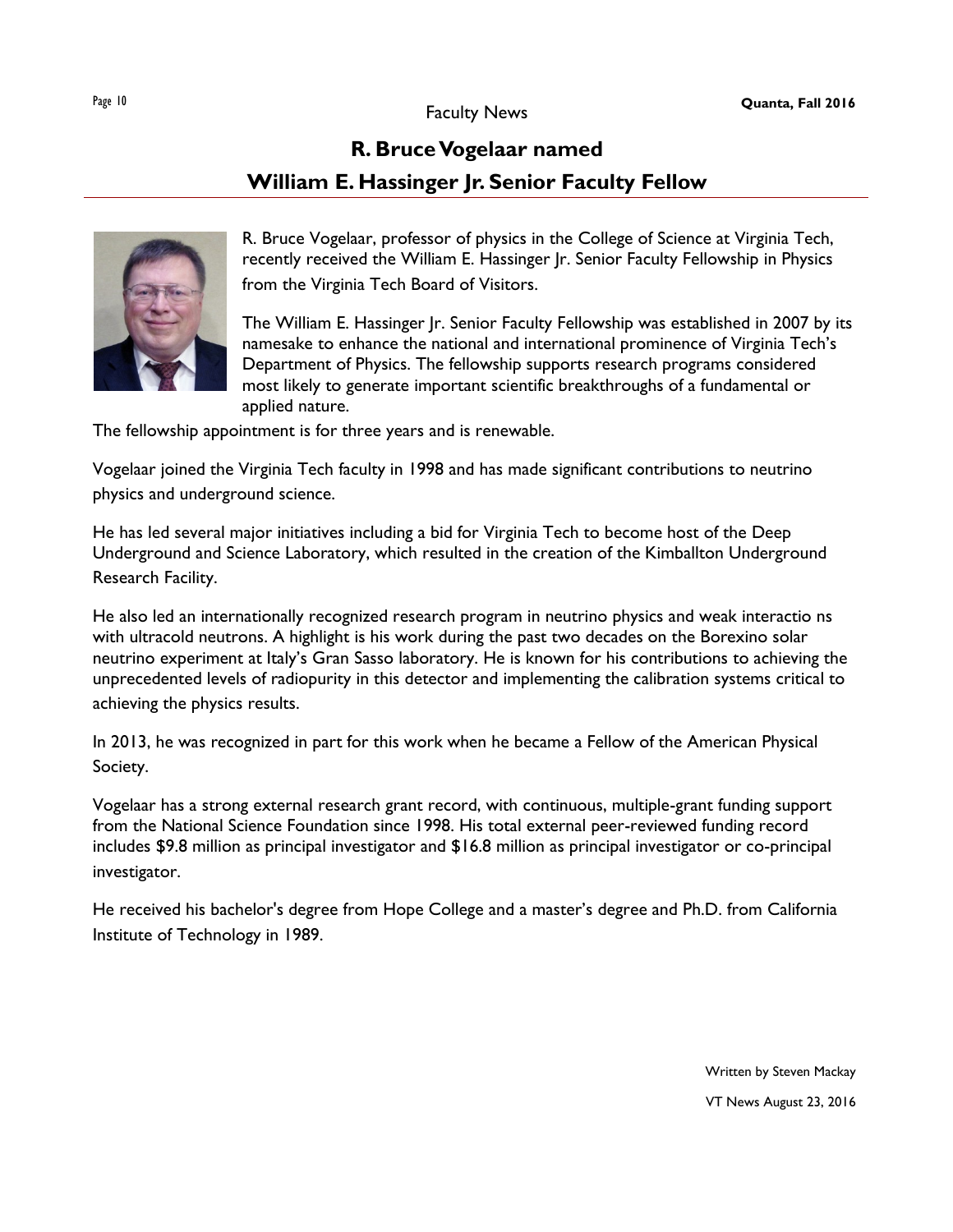Faculty News

# R. Bruce Vogelaar named William E. Hassinger Jr. Senior Faculty Fellow

R. Bruce Vogelaar, professor of physics in the College of Science at Virginia Tech, recently received the William E. Hassinger Jr. Senior Faculty Fellowship in Physics from the Virginia Tech Board of Visitors.

The William E. Hassinger Jr. Senior Faculty Fellowship was established in 2007 by its namesake to enhance the national and international prominence of Virginia Tech's Department of Physics. The fellowship supports research programs considered most likely to generate important scientific breakthroughs of a fundamental or applied nature.

The fellowship appointment is for three years and is renewable.

Vogelaar joined the Virginia Tech faculty in 1998 and has made significant contributions to neutrino physics and underground science.

He has led several major initiatives including a bid for Virginia Tech to become host of the Deep Underground and Science Laboratory, which resulted in the creation of the Kimballton Underground Research Facility.

He also led an internationally recognized research program in neutrino physics and weak interactio ns with ultracold neutrons. A highlight is his work during the past two decades on the Borexino solar neutrino experiment at Italy's Gran Sasso laboratory. He is known for his contributions to achieving the unprecedented levels of radiopurity in this detector and implementing the calibration systems critical to achieving the physics results.

In 2013, he was recognized in part for this work when he became a Fellow of the American Physical Society.

Vogelaar has a strong external research grant record, with continuous, multiple-grant funding support from the National Science Foundation since 1998. His total external peer-reviewed funding record includes $9.8 million as principal investigator and $16.8 million as principal investigator or co-principal investigator.

He received his bachelor's degree from Hope College and a master's degree and Ph.D. from California Institute of Technology in 1989.

Written by Steven Mackay

VT News August 23, 2016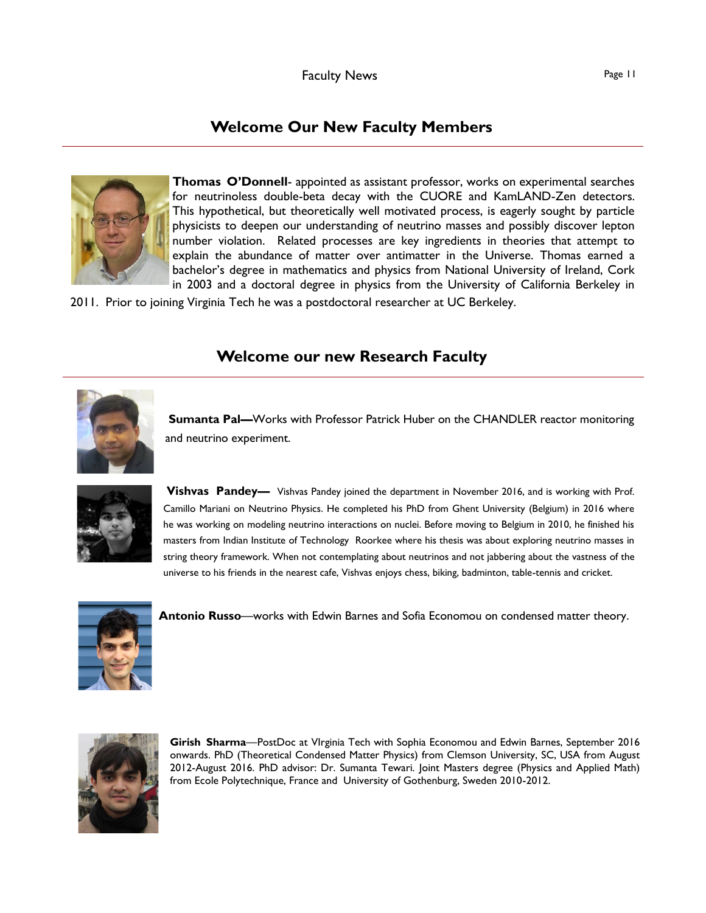## Welcome Our New Faculty Members

**Thomas O'Donnell**- appointed as assistant professor, works on experimental searches for neutrinoless double-beta decay with the CUORE and KamLAND-Zen detectors. This hypothetical, but theoretically well motivated process, is eagerly sought by particle physicists to deepen our understanding of neutrino masses and possibly discover lepton number violation. Related processes are key ingredients in theories that attempt to explain the abundance of matter over antimatter in the Universe. Thomas earned a bachelor's degree in mathematics and physics from National University of Ireland, Cork in 2003 and a doctoral degree in physics from the University of California Berkeley in 2011. Prior to joining Virginia Tech he was a postdoctoral researcher at UC Berkeley.

## Welcome our new Research Faculty

**Sumanta Pal—**Works with Professor Patrick Huber on the CHANDLER reactor monitoring and neutrino experiment.

**Vishvas Pandey—** Vishvas Pandey joined the department in November 2016, and is working with Prof. Camillo Mariani on Neutrino Physics. He completed his PhD from Ghent University (Belgium) in 2016 where he was working on modeling neutrino interactions on nuclei. Before moving to Belgium in 2010, he finished his masters from Indian Institute of Technology Roorkee where his thesis was about exploring neutrino masses in string theory framework. When not contemplating about neutrinos and not jabbering about the vastness of the universe to his friends in the nearest cafe, Vishvas enjoys chess, biking, badminton, table-tennis and cricket.

**Antonio Russo**—works with Edwin Barnes and Sofia Economou on condensed matter theory.

**Girish Sharma**—PostDoc at VIrginia Tech with Sophia Economou and Edwin Barnes, September 2016 onwards. PhD (Theoretical Condensed Matter Physics) from Clemson University, SC, USA from August 2012-August 2016. PhD advisor: Dr. Sumanta Tewari. Joint Masters degree (Physics and Applied Math) from Ecole Polytechnique, France and University of Gothenburg, Sweden 2010-2012.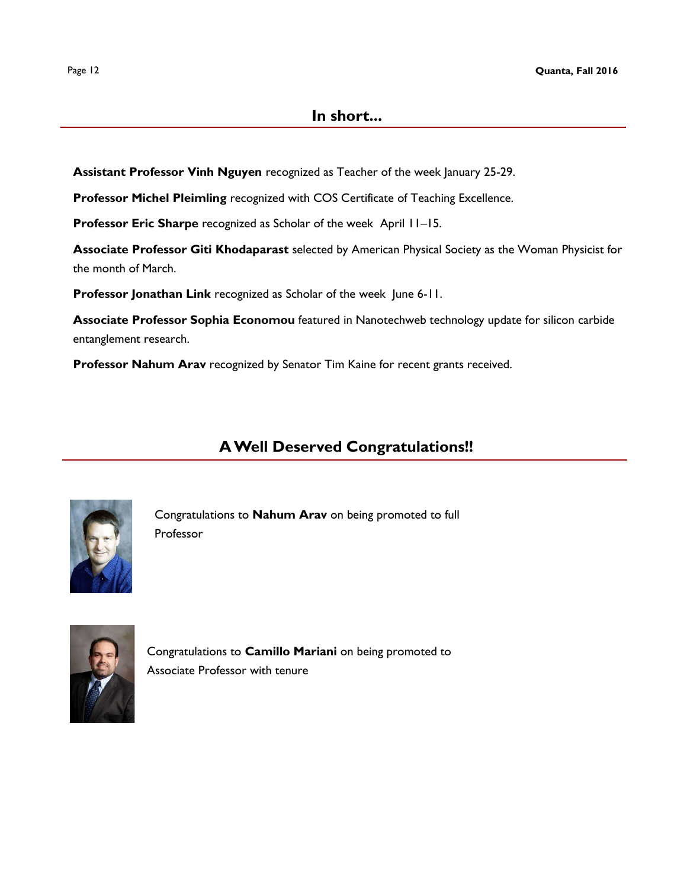## In short...

**Assistant Professor Vinh Nguyen** recognized as Teacher of the week January 25-29.

**Professor Michel Pleimling** recognized with COS Certificate of Teaching Excellence.

**Professor Eric Sharpe** recognized as Scholar of the week April 11–15.

**Associate Professor Giti Khodaparast** selected by American Physical Society as the Woman Physicist for the month of March.

**Professor Jonathan Link** recognized as Scholar of the week June 6-11.

**Associate Professor Sophia Economou** featured in Nanotechweb technology update for silicon carbide entanglement research.

**Professor Nahum Arav** recognized by Senator Tim Kaine for recent grants received.

## A Well Deserved Congratulations!!

Congratulations to **Nahum Arav** on being promoted to full Professor

Congratulations to **Camillo Mariani** on being promoted to Associate Professor with tenure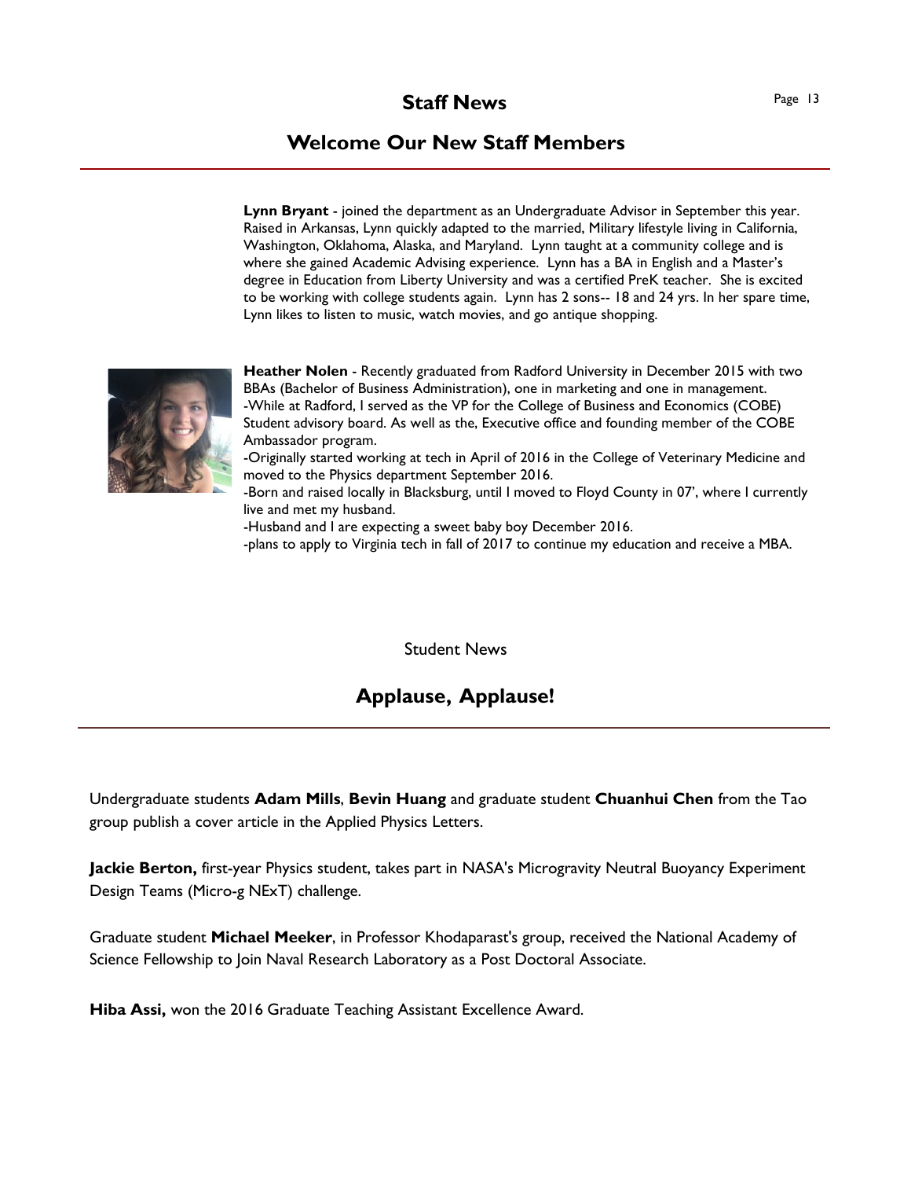## Staff News

## Welcome Our New Staff Members

**Lynn Bryant** - joined the department as an Undergraduate Advisor in September this year. Raised in Arkansas, Lynn quickly adapted to the married, Military lifestyle living in California, Washington, Oklahoma, Alaska, and Maryland. Lynn taught at a community college and is where she gained Academic Advising experience. Lynn has a BA in English and a Master's degree in Education from Liberty University and was a certified PreK teacher. She is excited to be working with college students again. Lynn has 2 sons-- 18 and 24 yrs. In her spare time, Lynn likes to listen to music, watch movies, and go antique shopping.

**Heather Nolen** - Recently graduated from Radford University in December 2015 with two BBAs (Bachelor of Business Administration), one in marketing and one in management.
-While at Radford, I served as the VP for the College of Business and Economics (COBE) Student advisory board. As well as the, Executive office and founding member of the COBE Ambassador program.
-Originally started working at tech in April of 2016 in the College of Veterinary Medicine and moved to the Physics department September 2016.
-Born and raised locally in Blacksburg, until I moved to Floyd County in 07', where I currently live and met my husband.
-Husband and I are expecting a sweet baby boy December 2016.
-plans to apply to Virginia tech in fall of 2017 to continue my education and receive a MBA.

Student News

## Applause, Applause!

Undergraduate students **Adam Mills**, **Bevin Huang** and graduate student **Chuanhui Chen** from the Tao group publish a cover article in the Applied Physics Letters.

**Jackie Berton,** first-year Physics student, takes part in NASA's Microgravity Neutral Buoyancy Experiment Design Teams (Micro-g NExT) challenge.

Graduate student **Michael Meeker**, in Professor Khodaparast's group, received the National Academy of Science Fellowship to Join Naval Research Laboratory as a Post Doctoral Associate.

**Hiba Assi,** won the 2016 Graduate Teaching Assistant Excellence Award.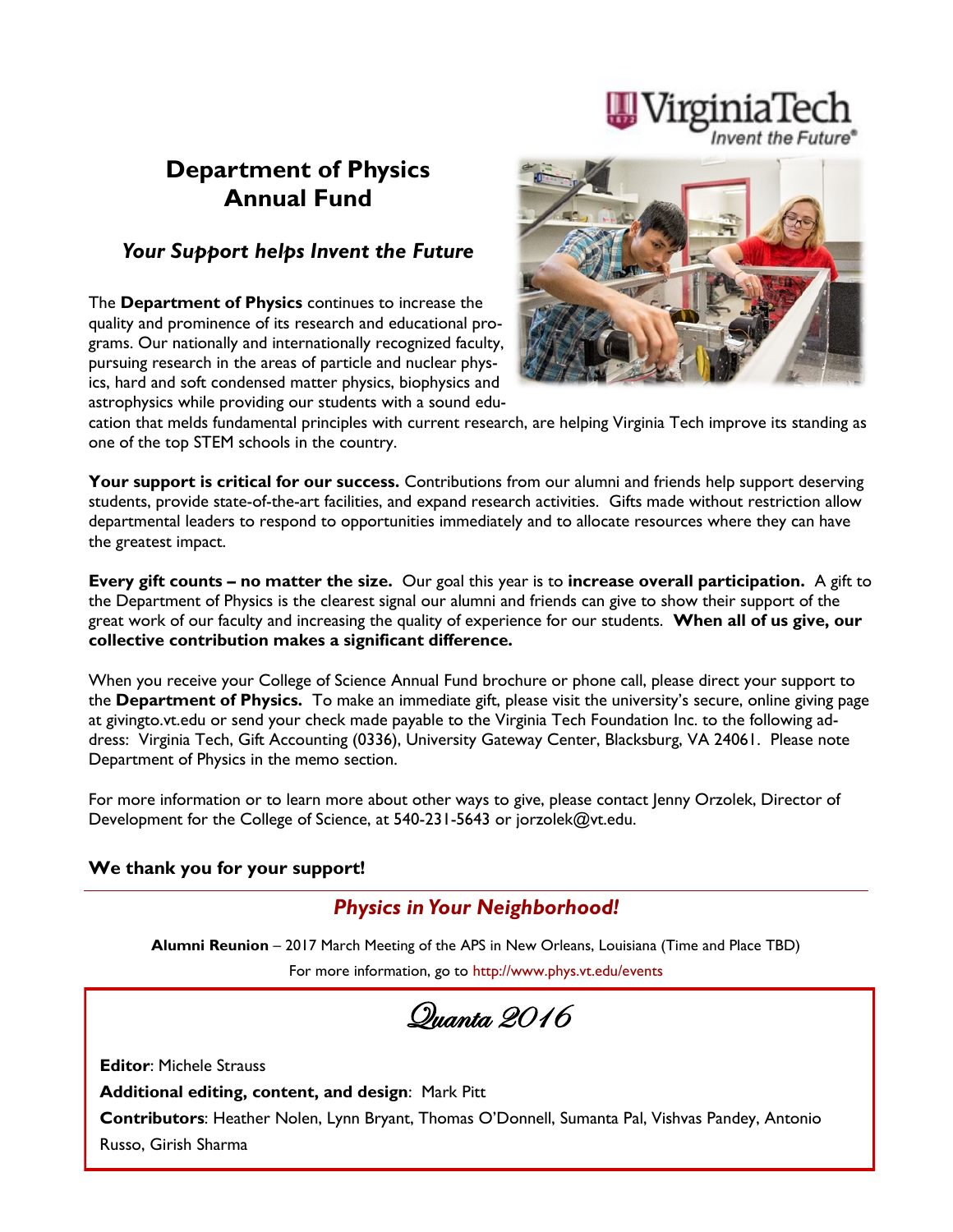# Department of Physics Annual Fund

### *Your Support helps Invent the Future*

The **Department of Physics** continues to increase the quality and prominence of its research and educational programs. Our nationally and internationally recognized faculty, pursuing research in the areas of particle and nuclear physics, hard and soft condensed matter physics, biophysics and astrophysics while providing our students with a sound education that melds fundamental principles with current research, are helping Virginia Tech improve its standing as one of the top STEM schools in the country.

**Your support is critical for our success.** Contributions from our alumni and friends help support deserving students, provide state-of-the-art facilities, and expand research activities. Gifts made without restriction allow departmental leaders to respond to opportunities immediately and to allocate resources where they can have the greatest impact.

**Every gift counts – no matter the size.** Our goal this year is to **increase overall participation.** A gift to the Department of Physics is the clearest signal our alumni and friends can give to show their support of the great work of our faculty and increasing the quality of experience for our students. **When all of us give, our collective contribution makes a significant difference.**

When you receive your College of Science Annual Fund brochure or phone call, please direct your support to the **Department of Physics.** To make an immediate gift, please visit the university's secure, online giving page at givingto.vt.edu or send your check made payable to the Virginia Tech Foundation Inc. to the following address: Virginia Tech, Gift Accounting (0336), University Gateway Center, Blacksburg, VA 24061. Please note Department of Physics in the memo section.

For more information or to learn more about other ways to give, please contact Jenny Orzolek, Director of Development for the College of Science, at 540-231-5643 or jorzolek@vt.edu.

**We thank you for your support!**

---

### *Physics in Your Neighborhood!*

**Alumni Reunion** – 2017 March Meeting of the APS in New Orleans, Louisiana (Time and Place TBD)

For more information, go to http://www.phys.vt.edu/events

## Quanta 2016

**Editor**: Michele Strauss

**Additional editing, content, and design**: Mark Pitt

**Contributors**: Heather Nolen, Lynn Bryant, Thomas O'Donnell, Sumanta Pal, Vishvas Pandey, Antonio Russo, Girish Sharma